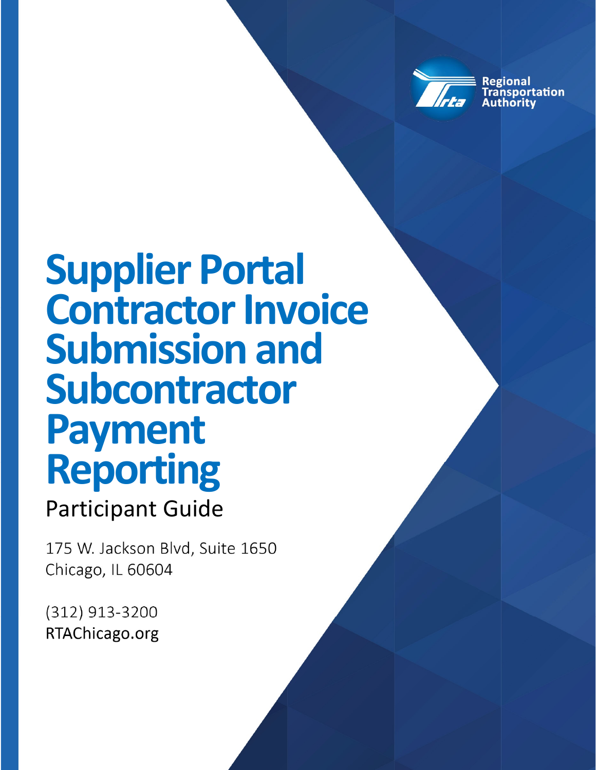Regional Transportation Authority

# Supplier Portal Contractor Invoice Submission and Subcontractor Payment Reporting

## Participant Guide

175 W. Jackson Blvd, Suite 1650
Chicago, IL 60604

(312) 913-3200
RTAChicago.org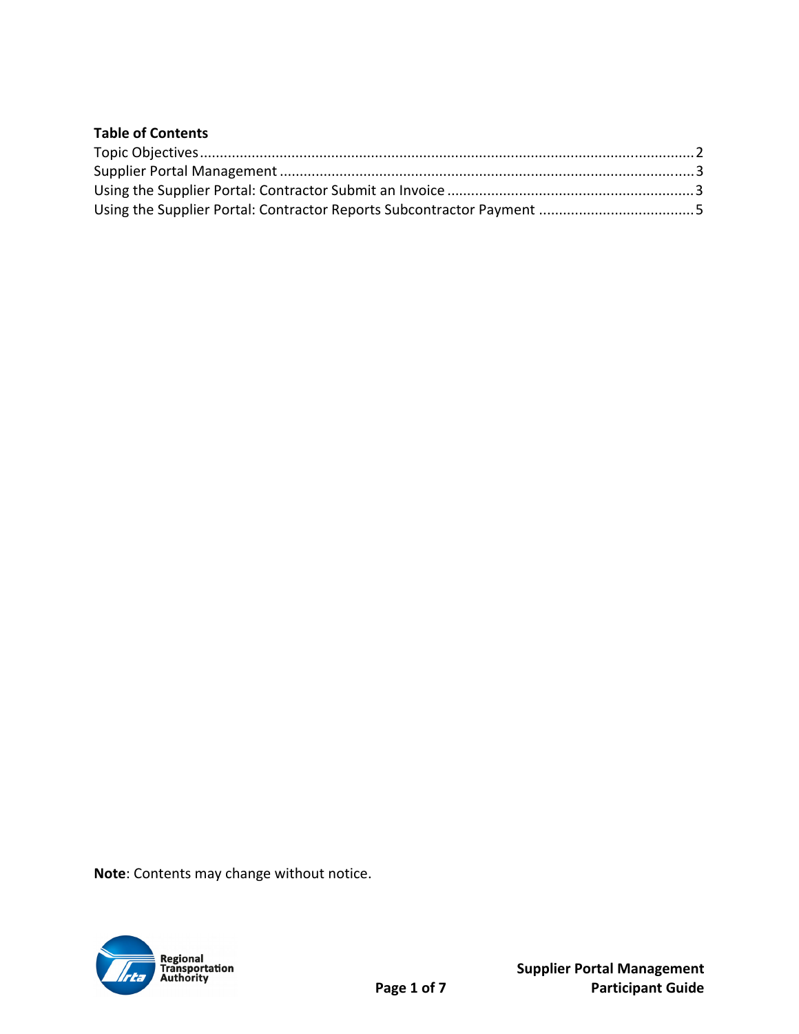**Table of Contents**

Topic Objectives ........................................................................................................................ 2
Supplier Portal Management ..................................................................................................... 3
Using the Supplier Portal: Contractor Submit an Invoice ........................................................... 3
Using the Supplier Portal: Contractor Reports Subcontractor Payment ...................................... 5

**Note**: Contents may change without notice.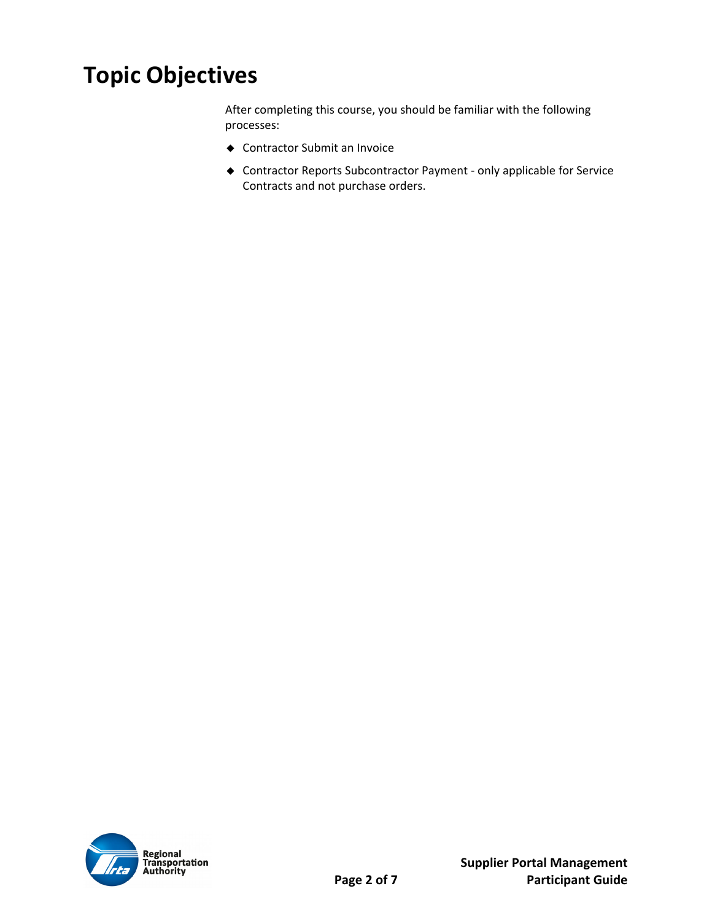# Topic Objectives

After completing this course, you should be familiar with the following processes:

- Contractor Submit an Invoice
- Contractor Reports Subcontractor Payment - only applicable for Service Contracts and not purchase orders.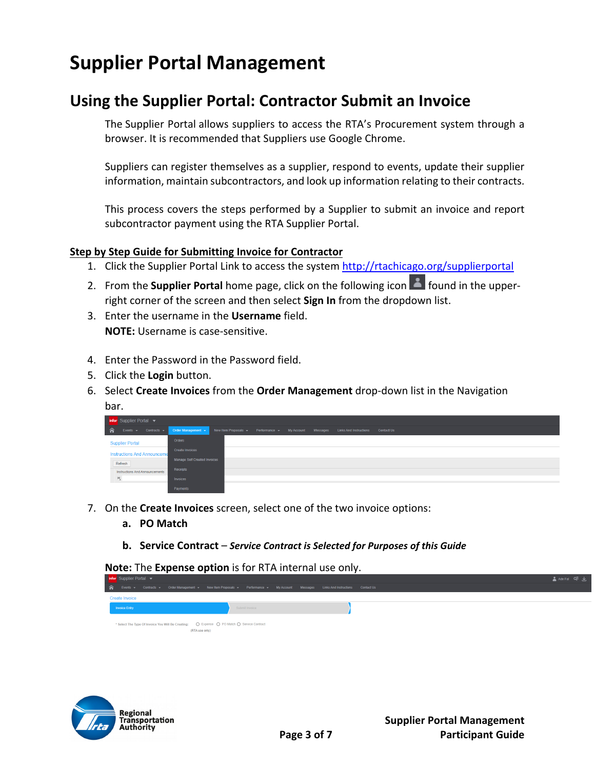# Supplier Portal Management

## Using the Supplier Portal: Contractor Submit an Invoice

The Supplier Portal allows suppliers to access the RTA's Procurement system through a browser. It is recommended that Suppliers use Google Chrome.

Suppliers can register themselves as a supplier, respond to events, update their supplier information, maintain subcontractors, and look up information relating to their contracts.

This process covers the steps performed by a Supplier to submit an invoice and report subcontractor payment using the RTA Supplier Portal.

**Step by Step Guide for Submitting Invoice for Contractor**

1. Click the Supplier Portal Link to access the system http://rtachicago.org/supplierportal
2. From the **Supplier Portal** home page, click on the following icon found in the upper-right corner of the screen and then select **Sign In** from the dropdown list.
3. Enter the username in the **Username** field.
   **NOTE:** Username is case-sensitive.
4. Enter the Password in the Password field.
5. Click the **Login** button.
6. Select **Create Invoices** from the **Order Management** drop-down list in the Navigation bar.
7. On the **Create Invoices** screen, select one of the two invoice options:
   a. **PO Match**
   b. **Service Contract** – ***Service Contract is Selected for Purposes of this Guide***

**Note:** The **Expense option** is for RTA internal use only.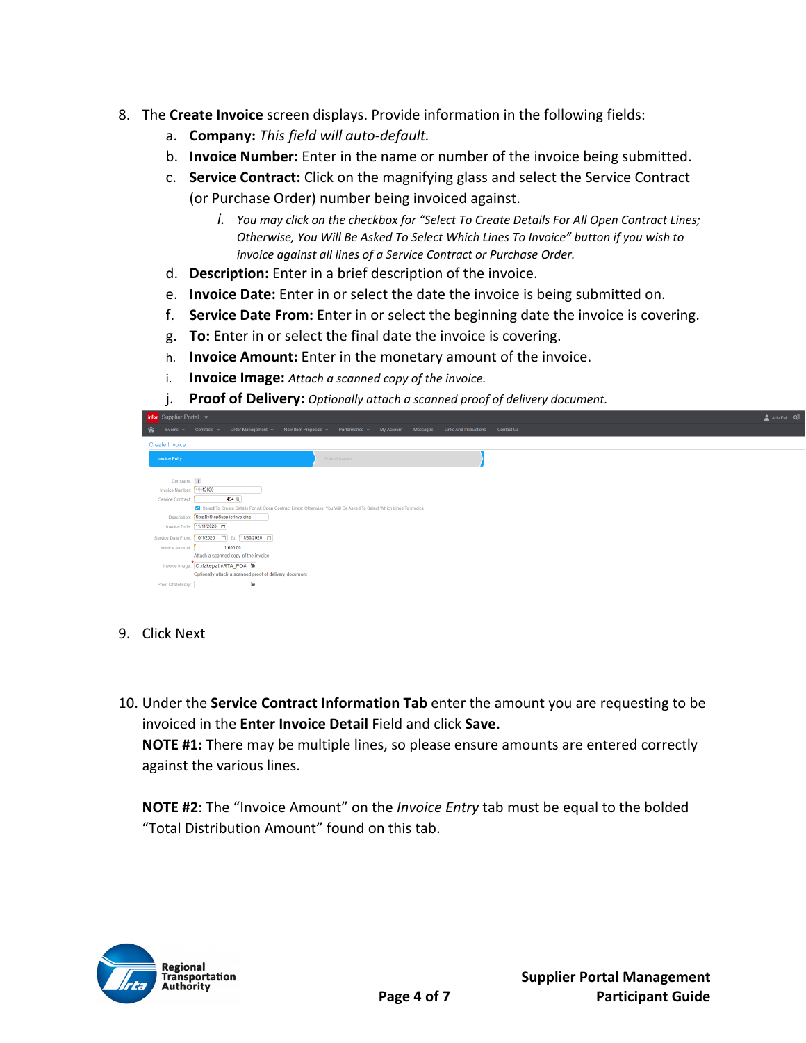8. The **Create Invoice** screen displays. Provide information in the following fields:
   a. **Company:** *This field will auto-default.*
   b. **Invoice Number:** Enter in the name or number of the invoice being submitted.
   c. **Service Contract:** Click on the magnifying glass and select the Service Contract (or Purchase Order) number being invoiced against.
      i. *You may click on the checkbox for "Select To Create Details For All Open Contract Lines; Otherwise, You Will Be Asked To Select Which Lines To Invoice" button if you wish to invoice against all lines of a Service Contract or Purchase Order.*
   d. **Description:** Enter in a brief description of the invoice.
   e. **Invoice Date:** Enter in or select the date the invoice is being submitted on.
   f. **Service Date From:** Enter in or select the beginning date the invoice is covering.
   g. **To:** Enter in or select the final date the invoice is covering.
   h. **Invoice Amount:** Enter in the monetary amount of the invoice.
   i. **Invoice Image:** *Attach a scanned copy of the invoice.*
   j. **Proof of Delivery:** *Optionally attach a scanned proof of delivery document.*

9. Click Next

10. Under the **Service Contract Information Tab** enter the amount you are requesting to be invoiced in the **Enter Invoice Detail** Field and click **Save.**
    **NOTE #1:** There may be multiple lines, so please ensure amounts are entered correctly against the various lines.

    **NOTE #2**: The "Invoice Amount" on the *Invoice Entry* tab must be equal to the bolded "Total Distribution Amount" found on this tab.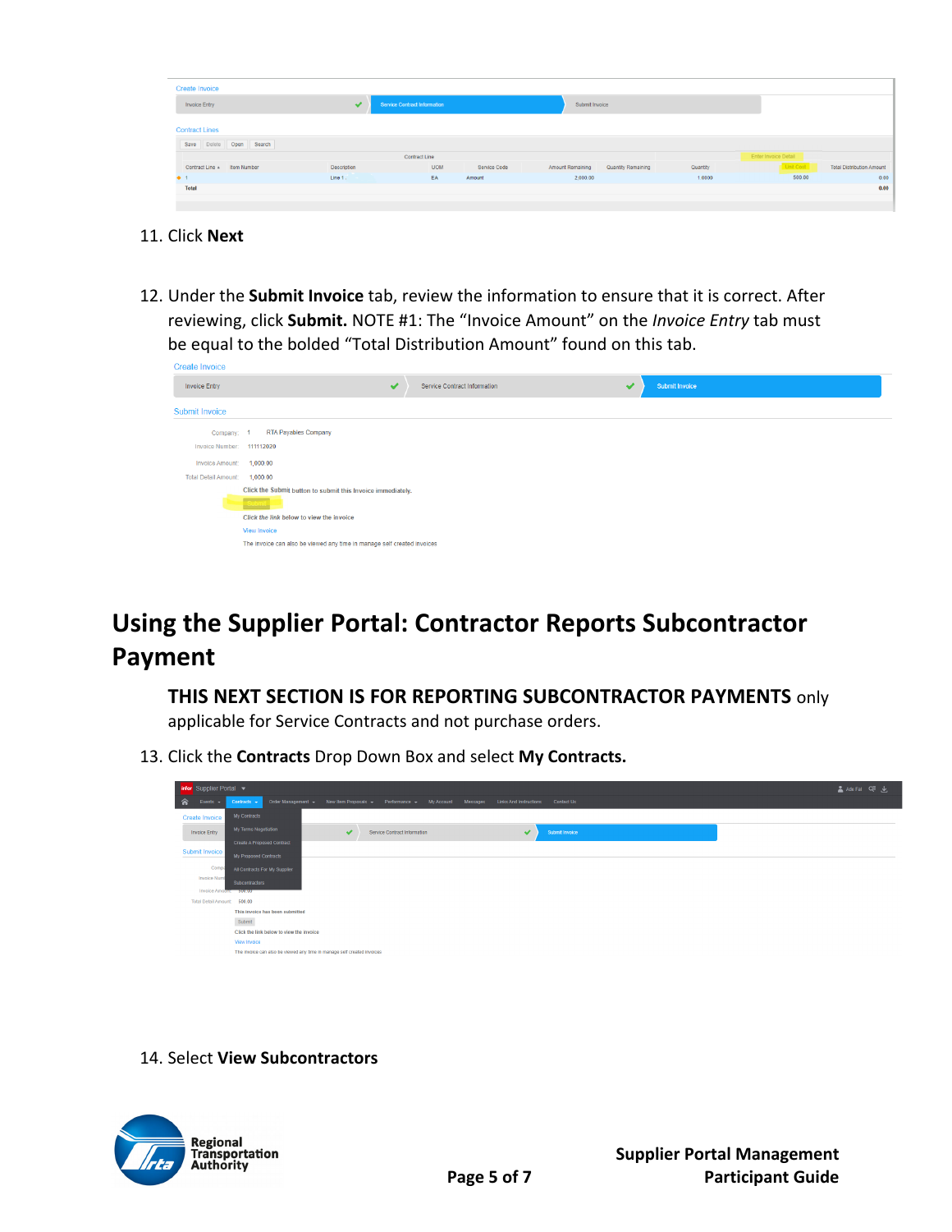11. Click **Next**

12. Under the **Submit Invoice** tab, review the information to ensure that it is correct. After reviewing, click **Submit.** NOTE #1: The “Invoice Amount” on the *Invoice Entry* tab must be equal to the bolded “Total Distribution Amount” found on this tab.

## Using the Supplier Portal: Contractor Reports Subcontractor Payment

**THIS NEXT SECTION IS FOR REPORTING SUBCONTRACTOR PAYMENTS** only applicable for Service Contracts and not purchase orders.

13. Click the **Contracts** Drop Down Box and select **My Contracts.**

14. Select **View Subcontractors**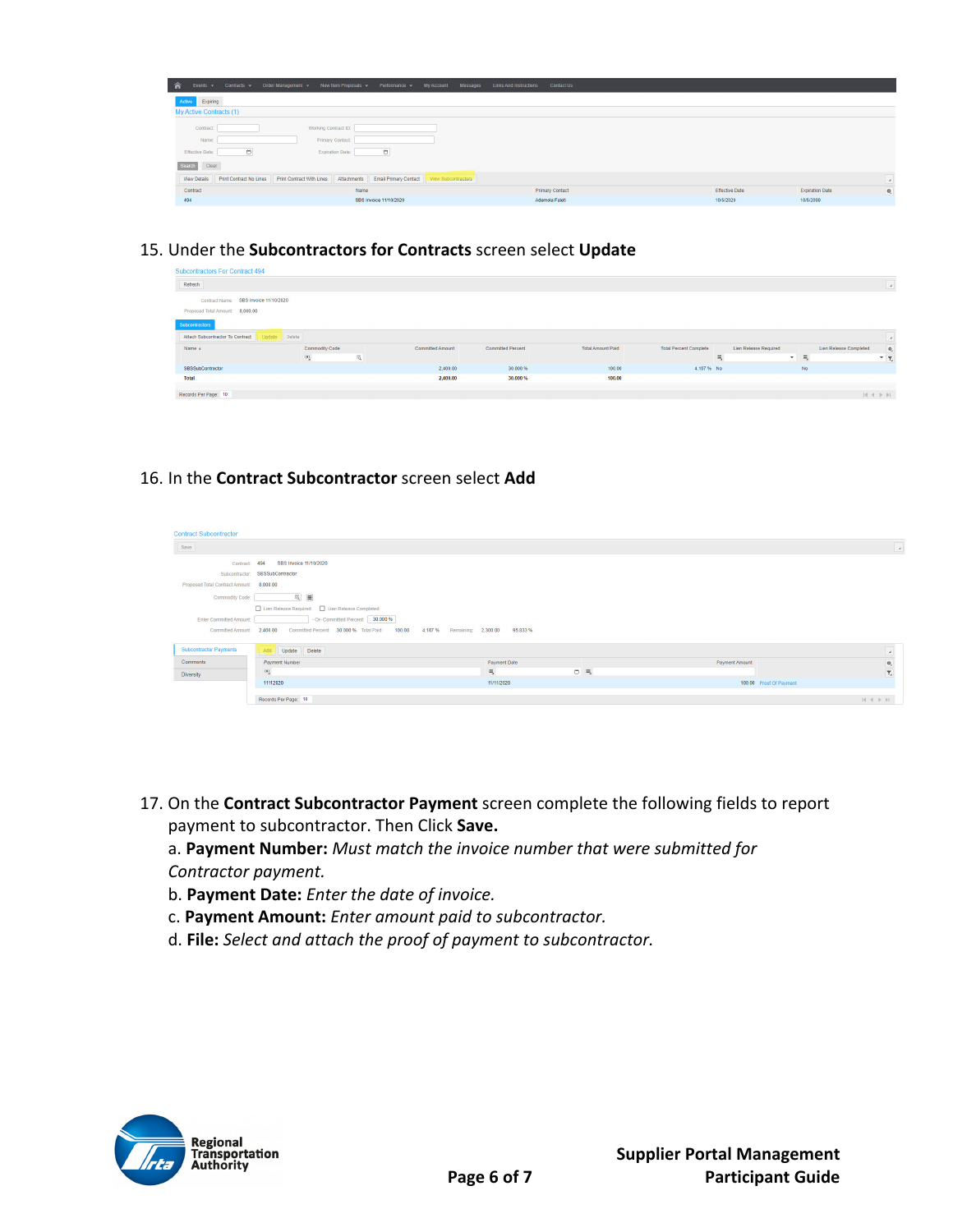15. Under the **Subcontractors for Contracts** screen select **Update**

16. In the **Contract Subcontractor** screen select **Add**

17. On the **Contract Subcontractor Payment** screen complete the following fields to report payment to subcontractor. Then Click **Save.**
    a. **Payment Number:** *Must match the invoice number that were submitted for Contractor payment.*
    b. **Payment Date:** *Enter the date of invoice.*
    c. **Payment Amount:** *Enter amount paid to subcontractor.*
    d. **File:** *Select and attach the proof of payment to subcontractor.*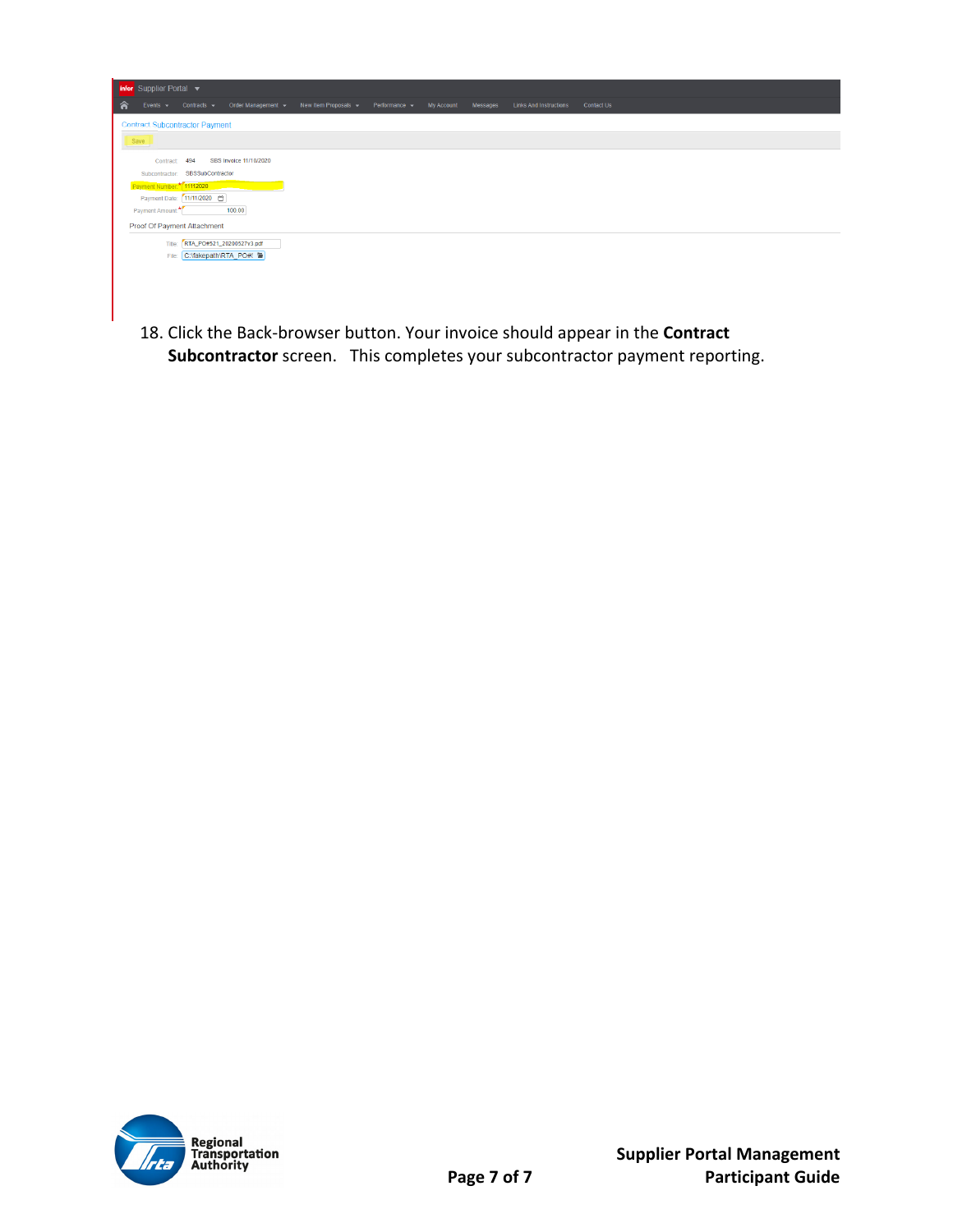18. Click the Back-browser button. Your invoice should appear in the **Contract Subcontractor** screen.   This completes your subcontractor payment reporting.